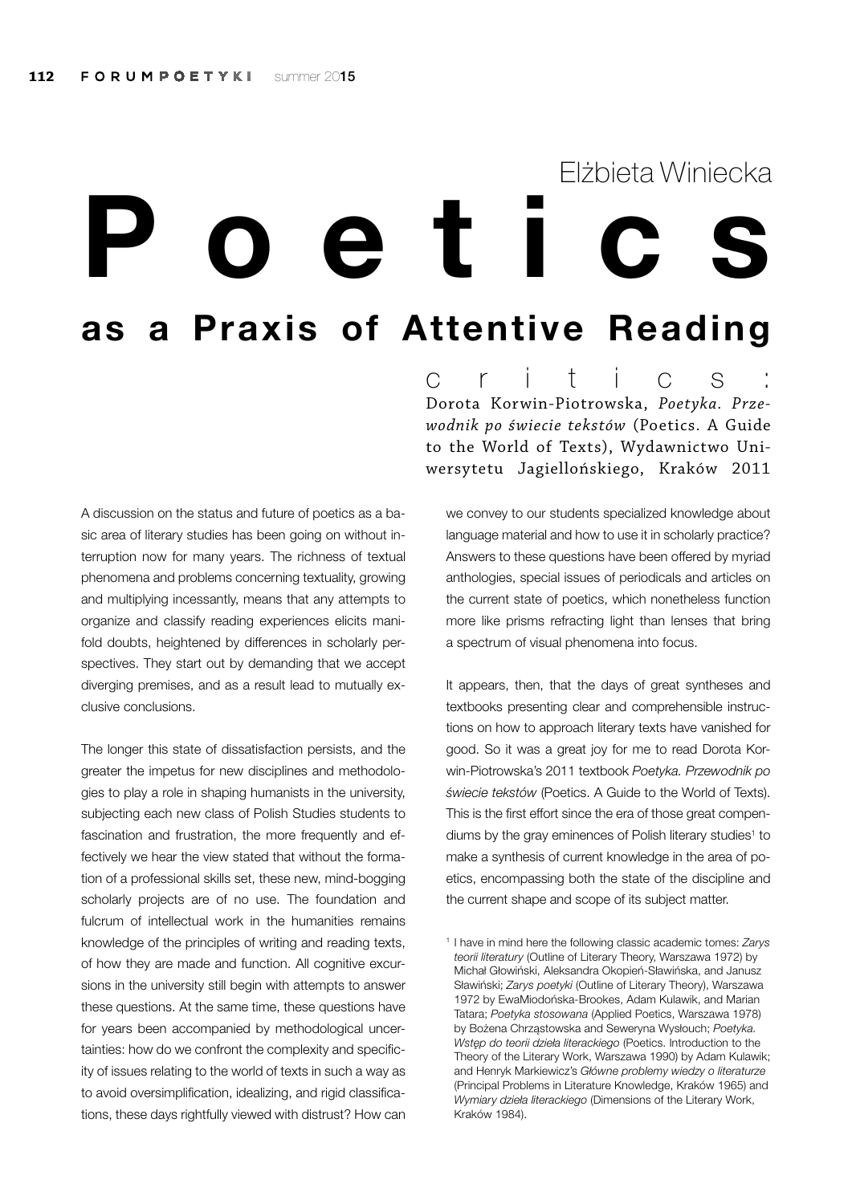Elżbieta Winiecka

# Poetics as a Praxis of Attentive Reading

critics:

Dorota Korwin-Piotrowska, *Poetyka. Przewodnik po świecie tekstów* (Poetics. A Guide to the World of Texts), Wydawnictwo Uniwersytetu Jagiellońskiego, Kraków 2011

A discussion on the status and future of poetics as a basic area of literary studies has been going on without interruption now for many years. The richness of textual phenomena and problems concerning textuality, growing and multiplying incessantly, means that any attempts to organize and classify reading experiences elicits manifold doubts, heightened by differences in scholarly perspectives. They start out by demanding that we accept diverging premises, and as a result lead to mutually exclusive conclusions.

The longer this state of dissatisfaction persists, and the greater the impetus for new disciplines and methodologies to play a role in shaping humanists in the university, subjecting each new class of Polish Studies students to fascination and frustration, the more frequently and effectively we hear the view stated that without the formation of a professional skills set, these new, mind-bogging scholarly projects are of no use. The foundation and fulcrum of intellectual work in the humanities remains knowledge of the principles of writing and reading texts, of how they are made and function. All cognitive excursions in the university still begin with attempts to answer these questions. At the same time, these questions have for years been accompanied by methodological uncertainties: how do we confront the complexity and specificity of issues relating to the world of texts in such a way as to avoid oversimplification, idealizing, and rigid classifications, these days rightfully viewed with distrust? How can we convey to our students specialized knowledge about language material and how to use it in scholarly practice? Answers to these questions have been offered by myriad anthologies, special issues of periodicals and articles on the current state of poetics, which nonetheless function more like prisms refracting light than lenses that bring a spectrum of visual phenomena into focus.

It appears, then, that the days of great syntheses and textbooks presenting clear and comprehensible instructions on how to approach literary texts have vanished for good. So it was a great joy for me to read Dorota Korwin-Piotrowska's 2011 textbook *Poetyka. Przewodnik po świecie tekstów* (Poetics. A Guide to the World of Texts). This is the first effort since the era of those great compendiums by the gray eminences of Polish literary studies[1] to make a synthesis of current knowledge in the area of poetics, encompassing both the state of the discipline and the current shape and scope of its subject matter.

[1] I have in mind here the following classic academic tomes: *Zarys teorii literatury* (Outline of Literary Theory, Warszawa 1972) by Michał Głowiński, Aleksandra Okopień-Sławińska, and Janusz Sławiński; *Zarys poetyki* (Outline of Literary Theory), Warszawa 1972 by EwaMiodońska-Brookes, Adam Kulawik, and Marian Tatara; *Poetyka stosowana* (Applied Poetics, Warszawa 1978) by Bożena Chrząstowska and Seweryna Wysłouch; *Poetyka. Wstęp do teorii dzieła literackiego* (Poetics. Introduction to the Theory of the Literary Work, Warszawa 1990) by Adam Kulawik; and Henryk Markiewicz's *Główne problemy wiedzy o literaturze* (Principal Problems in Literature Knowledge, Kraków 1965) and *Wymiary dzieła literackiego* (Dimensions of the Literary Work, Kraków 1984).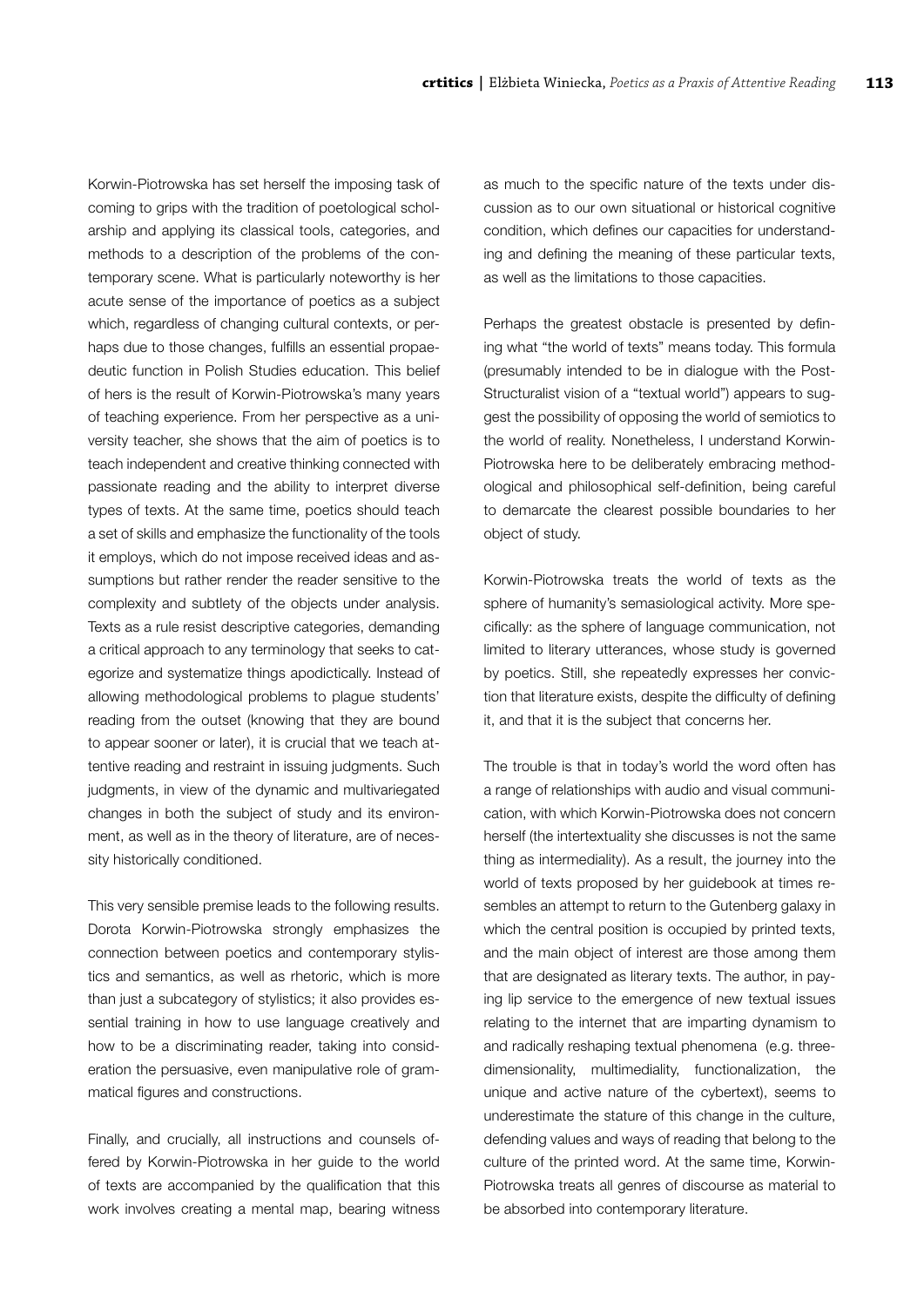Korwin-Piotrowska has set herself the imposing task of coming to grips with the tradition of poetological scholarship and applying its classical tools, categories, and methods to a description of the problems of the contemporary scene. What is particularly noteworthy is her acute sense of the importance of poetics as a subject which, regardless of changing cultural contexts, or perhaps due to those changes, fulfills an essential propaedeutic function in Polish Studies education. This belief of hers is the result of Korwin-Piotrowska's many years of teaching experience. From her perspective as a university teacher, she shows that the aim of poetics is to teach independent and creative thinking connected with passionate reading and the ability to interpret diverse types of texts. At the same time, poetics should teach a set of skills and emphasize the functionality of the tools it employs, which do not impose received ideas and assumptions but rather render the reader sensitive to the complexity and subtlety of the objects under analysis. Texts as a rule resist descriptive categories, demanding a critical approach to any terminology that seeks to categorize and systematize things apodictically. Instead of allowing methodological problems to plague students' reading from the outset (knowing that they are bound to appear sooner or later), it is crucial that we teach attentive reading and restraint in issuing judgments. Such judgments, in view of the dynamic and multivariegated changes in both the subject of study and its environment, as well as in the theory of literature, are of necessity historically conditioned.

This very sensible premise leads to the following results. Dorota Korwin-Piotrowska strongly emphasizes the connection between poetics and contemporary stylistics and semantics, as well as rhetoric, which is more than just a subcategory of stylistics; it also provides essential training in how to use language creatively and how to be a discriminating reader, taking into consideration the persuasive, even manipulative role of grammatical figures and constructions.

Finally, and crucially, all instructions and counsels offered by Korwin-Piotrowska in her guide to the world of texts are accompanied by the qualification that this work involves creating a mental map, bearing witness as much to the specific nature of the texts under discussion as to our own situational or historical cognitive condition, which defines our capacities for understanding and defining the meaning of these particular texts, as well as the limitations to those capacities.

Perhaps the greatest obstacle is presented by defining what "the world of texts" means today. This formula (presumably intended to be in dialogue with the Post-Structuralist vision of a "textual world") appears to suggest the possibility of opposing the world of semiotics to the world of reality. Nonetheless, I understand Korwin-Piotrowska here to be deliberately embracing methodological and philosophical self-definition, being careful to demarcate the clearest possible boundaries to her object of study.

Korwin-Piotrowska treats the world of texts as the sphere of humanity's semasiological activity. More specifically: as the sphere of language communication, not limited to literary utterances, whose study is governed by poetics. Still, she repeatedly expresses her conviction that literature exists, despite the difficulty of defining it, and that it is the subject that concerns her.

The trouble is that in today's world the word often has a range of relationships with audio and visual communication, with which Korwin-Piotrowska does not concern herself (the intertextuality she discusses is not the same thing as intermediality). As a result, the journey into the world of texts proposed by her guidebook at times resembles an attempt to return to the Gutenberg galaxy in which the central position is occupied by printed texts, and the main object of interest are those among them that are designated as literary texts. The author, in paying lip service to the emergence of new textual issues relating to the internet that are imparting dynamism to and radically reshaping textual phenomena (e.g. three-dimensionality, multimediality, functionalization, the unique and active nature of the cybertext), seems to underestimate the stature of this change in the culture, defending values and ways of reading that belong to the culture of the printed word. At the same time, Korwin-Piotrowska treats all genres of discourse as material to be absorbed into contemporary literature.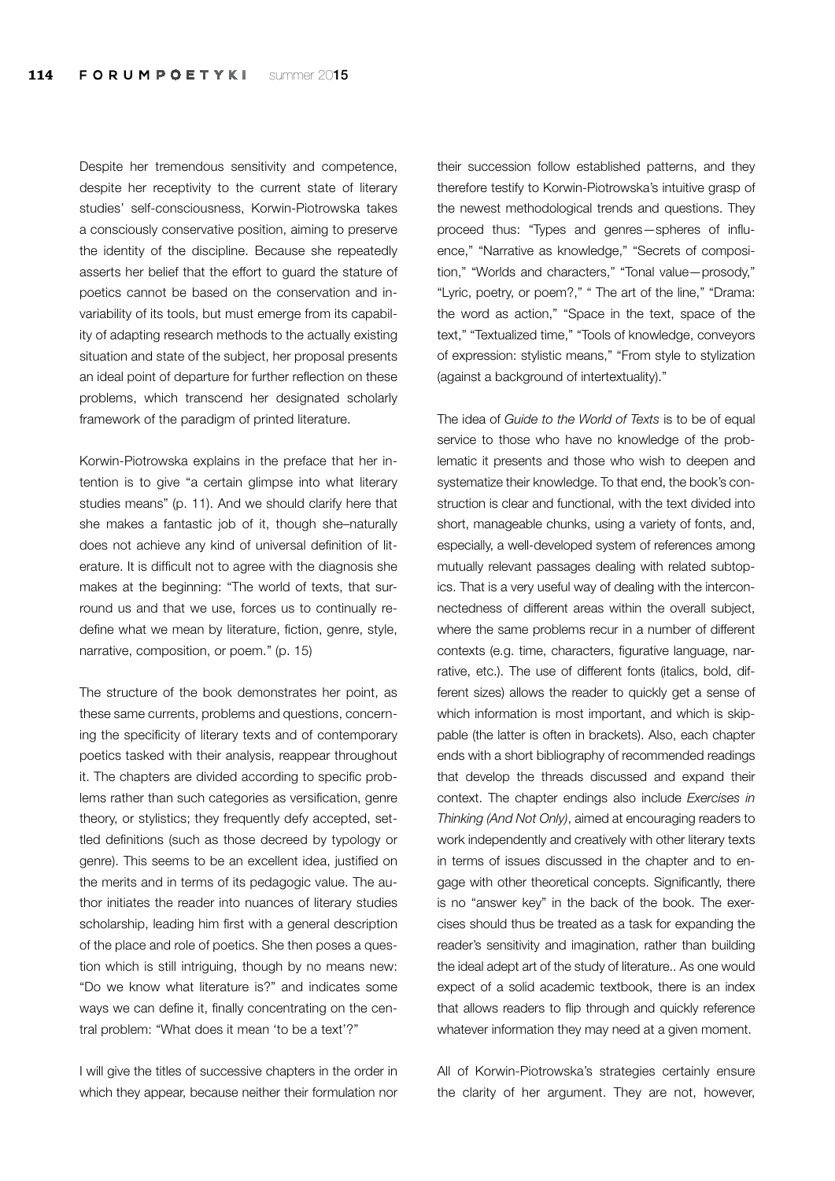Despite her tremendous sensitivity and competence, despite her receptivity to the current state of literary studies' self-consciousness, Korwin-Piotrowska takes a consciously conservative position, aiming to preserve the identity of the discipline. Because she repeatedly asserts her belief that the effort to guard the stature of poetics cannot be based on the conservation and invariability of its tools, but must emerge from its capability of adapting research methods to the actually existing situation and state of the subject, her proposal presents an ideal point of departure for further reflection on these problems, which transcend her designated scholarly framework of the paradigm of printed literature.

Korwin-Piotrowska explains in the preface that her intention is to give "a certain glimpse into what literary studies means" (p. 11). And we should clarify here that she makes a fantastic job of it, though she–naturally does not achieve any kind of universal definition of literature. It is difficult not to agree with the diagnosis she makes at the beginning: "The world of texts, that surround us and that we use, forces us to continually redefine what we mean by literature, fiction, genre, style, narrative, composition, or poem." (p. 15)

The structure of the book demonstrates her point, as these same currents, problems and questions, concerning the specificity of literary texts and of contemporary poetics tasked with their analysis, reappear throughout it. The chapters are divided according to specific problems rather than such categories as versification, genre theory, or stylistics; they frequently defy accepted, settled definitions (such as those decreed by typology or genre). This seems to be an excellent idea, justified on the merits and in terms of its pedagogic value. The author initiates the reader into nuances of literary studies scholarship, leading him first with a general description of the place and role of poetics. She then poses a question which is still intriguing, though by no means new: "Do we know what literature is?" and indicates some ways we can define it, finally concentrating on the central problem: "What does it mean 'to be a text'?"

I will give the titles of successive chapters in the order in which they appear, because neither their formulation nor their succession follow established patterns, and they therefore testify to Korwin-Piotrowska's intuitive grasp of the newest methodological trends and questions. They proceed thus: "Types and genres—spheres of influence," "Narrative as knowledge," "Secrets of composition," "Worlds and characters," "Tonal value—prosody," "Lyric, poetry, or poem?," " The art of the line," "Drama: the word as action," "Space in the text, space of the text," "Textualized time," "Tools of knowledge, conveyors of expression: stylistic means," "From style to stylization (against a background of intertextuality)."

The idea of *Guide to the World of Texts* is to be of equal service to those who have no knowledge of the problematic it presents and those who wish to deepen and systematize their knowledge. To that end, the book's construction is clear and functional, with the text divided into short, manageable chunks, using a variety of fonts, and, especially, a well-developed system of references among mutually relevant passages dealing with related subtopics. That is a very useful way of dealing with the interconnectedness of different areas within the overall subject, where the same problems recur in a number of different contexts (e.g. time, characters, figurative language, narrative, etc.). The use of different fonts (italics, bold, different sizes) allows the reader to quickly get a sense of which information is most important, and which is skippable (the latter is often in brackets). Also, each chapter ends with a short bibliography of recommended readings that develop the threads discussed and expand their context. The chapter endings also include *Exercises in Thinking (And Not Only)*, aimed at encouraging readers to work independently and creatively with other literary texts in terms of issues discussed in the chapter and to engage with other theoretical concepts. Significantly, there is no "answer key" in the back of the book. The exercises should thus be treated as a task for expanding the reader's sensitivity and imagination, rather than building the ideal adept art of the study of literature.. As one would expect of a solid academic textbook, there is an index that allows readers to flip through and quickly reference whatever information they may need at a given moment.

All of Korwin-Piotrowska's strategies certainly ensure the clarity of her argument. They are not, however,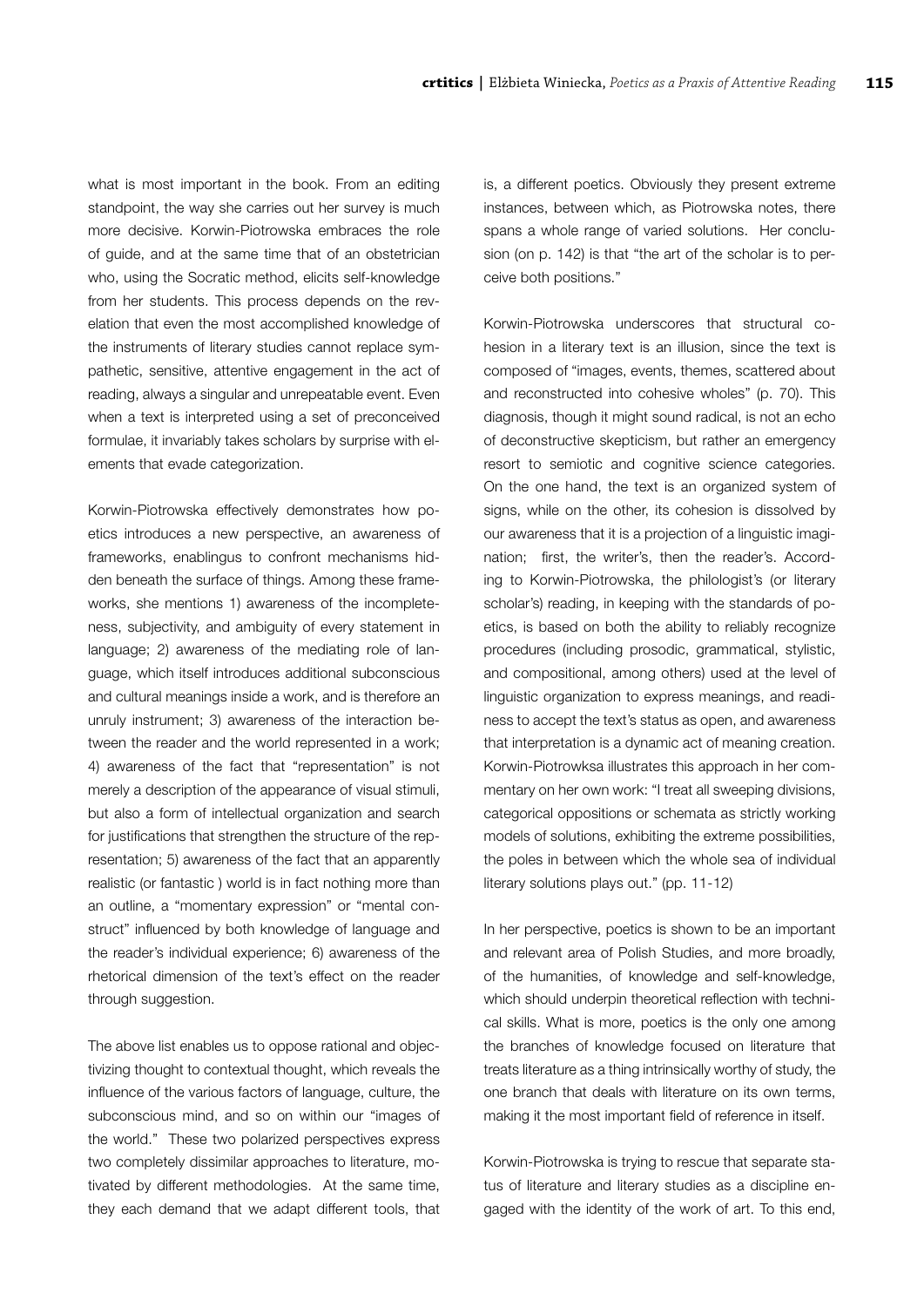what is most important in the book. From an editing standpoint, the way she carries out her survey is much more decisive. Korwin-Piotrowska embraces the role of guide, and at the same time that of an obstetrician who, using the Socratic method, elicits self-knowledge from her students. This process depends on the revelation that even the most accomplished knowledge of the instruments of literary studies cannot replace sympathetic, sensitive, attentive engagement in the act of reading, always a singular and unrepeatable event. Even when a text is interpreted using a set of preconceived formulae, it invariably takes scholars by surprise with elements that evade categorization.

Korwin-Piotrowska effectively demonstrates how poetics introduces a new perspective, an awareness of frameworks, enablingus to confront mechanisms hidden beneath the surface of things. Among these frameworks, she mentions 1) awareness of the incompleteness, subjectivity, and ambiguity of every statement in language; 2) awareness of the mediating role of language, which itself introduces additional subconscious and cultural meanings inside a work, and is therefore an unruly instrument; 3) awareness of the interaction between the reader and the world represented in a work; 4) awareness of the fact that "representation" is not merely a description of the appearance of visual stimuli, but also a form of intellectual organization and search for justifications that strengthen the structure of the representation; 5) awareness of the fact that an apparently realistic (or fantastic ) world is in fact nothing more than an outline, a "momentary expression" or "mental construct" influenced by both knowledge of language and the reader's individual experience; 6) awareness of the rhetorical dimension of the text's effect on the reader through suggestion.

The above list enables us to oppose rational and objectivizing thought to contextual thought, which reveals the influence of the various factors of language, culture, the subconscious mind, and so on within our "images of the world." These two polarized perspectives express two completely dissimilar approaches to literature, motivated by different methodologies. At the same time, they each demand that we adapt different tools, that is, a different poetics. Obviously they present extreme instances, between which, as Piotrowska notes, there spans a whole range of varied solutions. Her conclusion (on p. 142) is that "the art of the scholar is to perceive both positions."

Korwin-Piotrowska underscores that structural cohesion in a literary text is an illusion, since the text is composed of "images, events, themes, scattered about and reconstructed into cohesive wholes" (p. 70). This diagnosis, though it might sound radical, is not an echo of deconstructive skepticism, but rather an emergency resort to semiotic and cognitive science categories. On the one hand, the text is an organized system of signs, while on the other, its cohesion is dissolved by our awareness that it is a projection of a linguistic imagination; first, the writer's, then the reader's. According to Korwin-Piotrowska, the philologist's (or literary scholar's) reading, in keeping with the standards of poetics, is based on both the ability to reliably recognize procedures (including prosodic, grammatical, stylistic, and compositional, among others) used at the level of linguistic organization to express meanings, and readiness to accept the text's status as open, and awareness that interpretation is a dynamic act of meaning creation. Korwin-Piotrowksa illustrates this approach in her commentary on her own work: "I treat all sweeping divisions, categorical oppositions or schemata as strictly working models of solutions, exhibiting the extreme possibilities, the poles in between which the whole sea of individual literary solutions plays out." (pp. 11-12)

In her perspective, poetics is shown to be an important and relevant area of Polish Studies, and more broadly, of the humanities, of knowledge and self-knowledge, which should underpin theoretical reflection with technical skills. What is more, poetics is the only one among the branches of knowledge focused on literature that treats literature as a thing intrinsically worthy of study, the one branch that deals with literature on its own terms, making it the most important field of reference in itself.

Korwin-Piotrowska is trying to rescue that separate status of literature and literary studies as a discipline engaged with the identity of the work of art. To this end,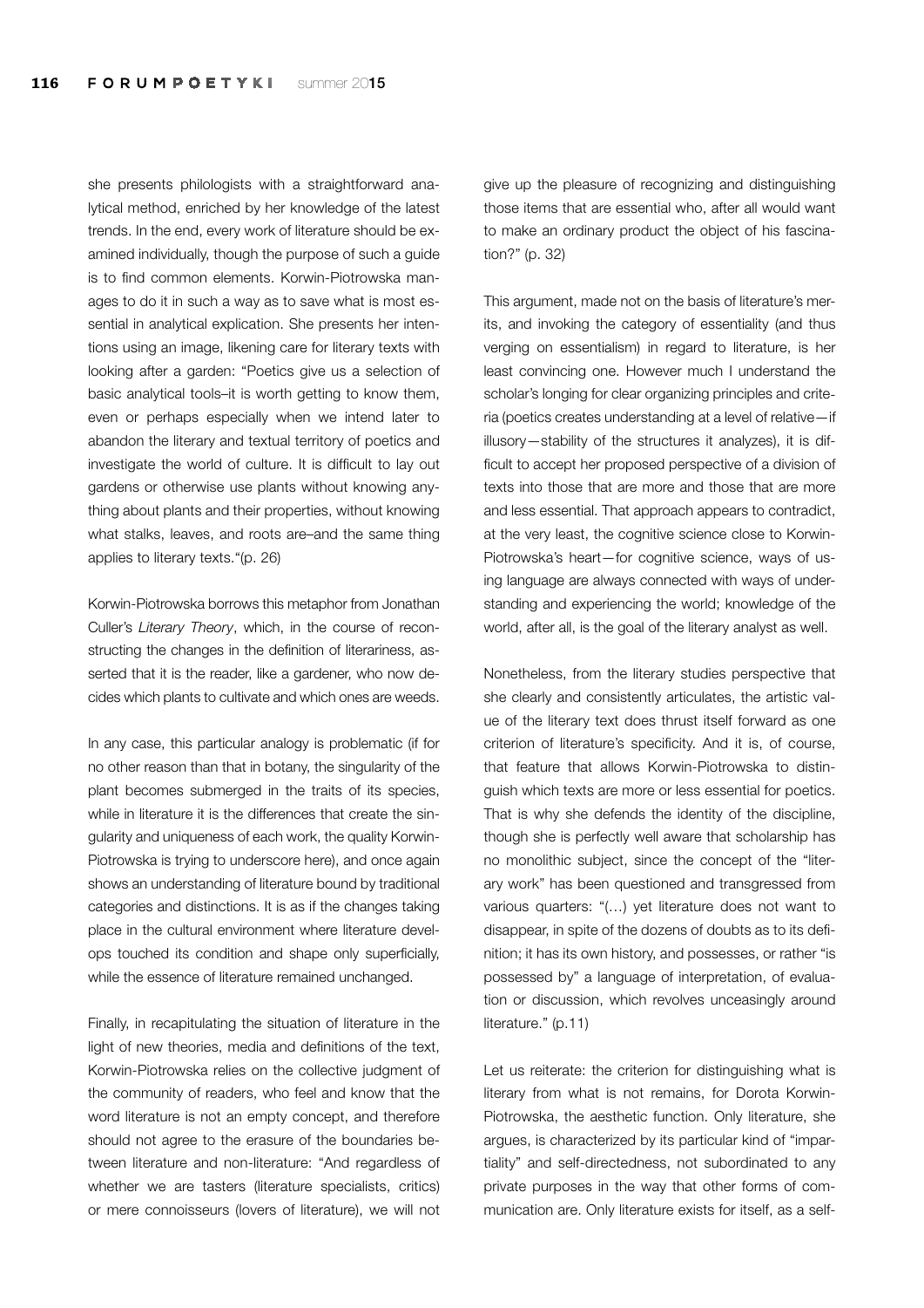she presents philologists with a straightforward analytical method, enriched by her knowledge of the latest trends. In the end, every work of literature should be examined individually, though the purpose of such a guide is to find common elements. Korwin-Piotrowska manages to do it in such a way as to save what is most essential in analytical explication. She presents her intentions using an image, likening care for literary texts with looking after a garden: "Poetics give us a selection of basic analytical tools–it is worth getting to know them, even or perhaps especially when we intend later to abandon the literary and textual territory of poetics and investigate the world of culture. It is difficult to lay out gardens or otherwise use plants without knowing anything about plants and their properties, without knowing what stalks, leaves, and roots are–and the same thing applies to literary texts."(p. 26)

Korwin-Piotrowska borrows this metaphor from Jonathan Culler's *Literary Theory*, which, in the course of reconstructing the changes in the definition of literariness, asserted that it is the reader, like a gardener, who now decides which plants to cultivate and which ones are weeds.

In any case, this particular analogy is problematic (if for no other reason than that in botany, the singularity of the plant becomes submerged in the traits of its species, while in literature it is the differences that create the singularity and uniqueness of each work, the quality Korwin-Piotrowska is trying to underscore here), and once again shows an understanding of literature bound by traditional categories and distinctions. It is as if the changes taking place in the cultural environment where literature develops touched its condition and shape only superficially, while the essence of literature remained unchanged.

Finally, in recapitulating the situation of literature in the light of new theories, media and definitions of the text, Korwin-Piotrowska relies on the collective judgment of the community of readers, who feel and know that the word literature is not an empty concept, and therefore should not agree to the erasure of the boundaries between literature and non-literature: "And regardless of whether we are tasters (literature specialists, critics) or mere connoisseurs (lovers of literature), we will not give up the pleasure of recognizing and distinguishing those items that are essential who, after all would want to make an ordinary product the object of his fascination?" (p. 32)

This argument, made not on the basis of literature's merits, and invoking the category of essentiality (and thus verging on essentialism) in regard to literature, is her least convincing one. However much I understand the scholar's longing for clear organizing principles and criteria (poetics creates understanding at a level of relative—if illusory—stability of the structures it analyzes), it is difficult to accept her proposed perspective of a division of texts into those that are more and those that are more and less essential. That approach appears to contradict, at the very least, the cognitive science close to Korwin-Piotrowska's heart—for cognitive science, ways of using language are always connected with ways of understanding and experiencing the world; knowledge of the world, after all, is the goal of the literary analyst as well.

Nonetheless, from the literary studies perspective that she clearly and consistently articulates, the artistic value of the literary text does thrust itself forward as one criterion of literature's specificity. And it is, of course, that feature that allows Korwin-Piotrowska to distinguish which texts are more or less essential for poetics. That is why she defends the identity of the discipline, though she is perfectly well aware that scholarship has no monolithic subject, since the concept of the "literary work" has been questioned and transgressed from various quarters: "(…) yet literature does not want to disappear, in spite of the dozens of doubts as to its definition; it has its own history, and possesses, or rather "is possessed by" a language of interpretation, of evaluation or discussion, which revolves unceasingly around literature." (p.11)

Let us reiterate: the criterion for distinguishing what is literary from what is not remains, for Dorota Korwin-Piotrowska, the aesthetic function. Only literature, she argues, is characterized by its particular kind of "impartiality" and self-directedness, not subordinated to any private purposes in the way that other forms of communication are. Only literature exists for itself, as a self-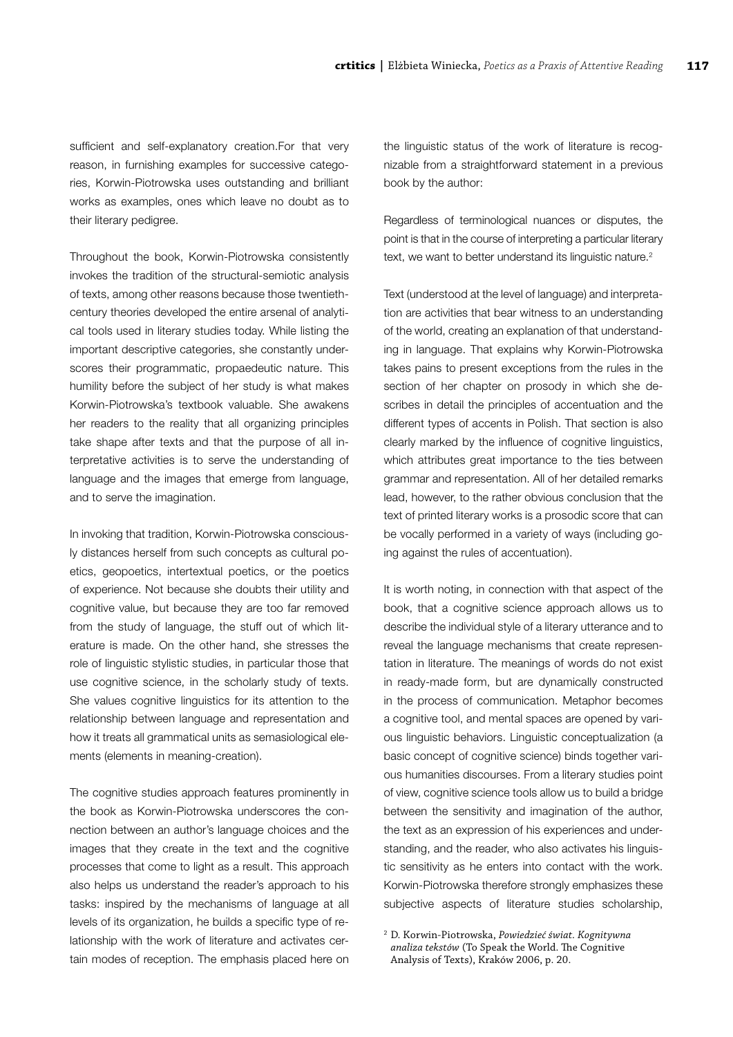sufficient and self-explanatory creation.For that very reason, in furnishing examples for successive categories, Korwin-Piotrowska uses outstanding and brilliant works as examples, ones which leave no doubt as to their literary pedigree.

Throughout the book, Korwin-Piotrowska consistently invokes the tradition of the structural-semiotic analysis of texts, among other reasons because those twentieth-century theories developed the entire arsenal of analytical tools used in literary studies today. While listing the important descriptive categories, she constantly underscores their programmatic, propaedeutic nature. This humility before the subject of her study is what makes Korwin-Piotrowska's textbook valuable. She awakens her readers to the reality that all organizing principles take shape after texts and that the purpose of all interpretative activities is to serve the understanding of language and the images that emerge from language, and to serve the imagination.

In invoking that tradition, Korwin-Piotrowska consciously distances herself from such concepts as cultural poetics, geopoetics, intertextual poetics, or the poetics of experience. Not because she doubts their utility and cognitive value, but because they are too far removed from the study of language, the stuff out of which literature is made. On the other hand, she stresses the role of linguistic stylistic studies, in particular those that use cognitive science, in the scholarly study of texts. She values cognitive linguistics for its attention to the relationship between language and representation and how it treats all grammatical units as semasiological elements (elements in meaning-creation).

The cognitive studies approach features prominently in the book as Korwin-Piotrowska underscores the connection between an author's language choices and the images that they create in the text and the cognitive processes that come to light as a result. This approach also helps us understand the reader's approach to his tasks: inspired by the mechanisms of language at all levels of its organization, he builds a specific type of relationship with the work of literature and activates certain modes of reception. The emphasis placed here on the linguistic status of the work of literature is recognizable from a straightforward statement in a previous book by the author:

Regardless of terminological nuances or disputes, the point is that in the course of interpreting a particular literary text, we want to better understand its linguistic nature.[2]

Text (understood at the level of language) and interpretation are activities that bear witness to an understanding of the world, creating an explanation of that understanding in language. That explains why Korwin-Piotrowska takes pains to present exceptions from the rules in the section of her chapter on prosody in which she describes in detail the principles of accentuation and the different types of accents in Polish. That section is also clearly marked by the influence of cognitive linguistics, which attributes great importance to the ties between grammar and representation. All of her detailed remarks lead, however, to the rather obvious conclusion that the text of printed literary works is a prosodic score that can be vocally performed in a variety of ways (including going against the rules of accentuation).

It is worth noting, in connection with that aspect of the book, that a cognitive science approach allows us to describe the individual style of a literary utterance and to reveal the language mechanisms that create representation in literature. The meanings of words do not exist in ready-made form, but are dynamically constructed in the process of communication. Metaphor becomes a cognitive tool, and mental spaces are opened by various linguistic behaviors. Linguistic conceptualization (a basic concept of cognitive science) binds together various humanities discourses. From a literary studies point of view, cognitive science tools allow us to build a bridge between the sensitivity and imagination of the author, the text as an expression of his experiences and understanding, and the reader, who also activates his linguistic sensitivity as he enters into contact with the work. Korwin-Piotrowska therefore strongly emphasizes these subjective aspects of literature studies scholarship,

[2] D. Korwin-Piotrowska, *Powiedzieć świat. Kognitywna analiza tekstów* (To Speak the World. The Cognitive Analysis of Texts), Kraków 2006, p. 20.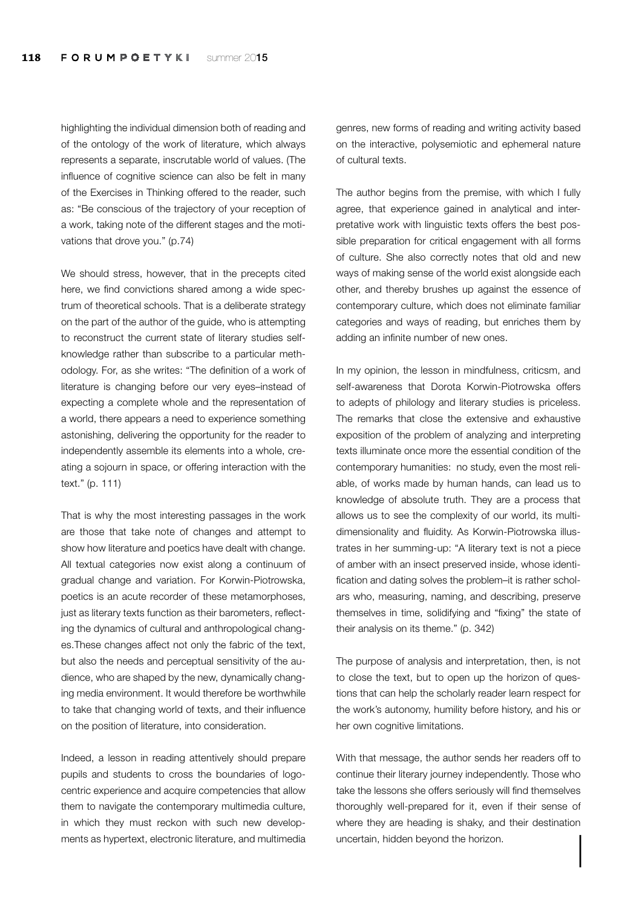highlighting the individual dimension both of reading and of the ontology of the work of literature, which always represents a separate, inscrutable world of values. (The influence of cognitive science can also be felt in many of the Exercises in Thinking offered to the reader, such as: "Be conscious of the trajectory of your reception of a work, taking note of the different stages and the motivations that drove you." (p.74)

We should stress, however, that in the precepts cited here, we find convictions shared among a wide spectrum of theoretical schools. That is a deliberate strategy on the part of the author of the guide, who is attempting to reconstruct the current state of literary studies self-knowledge rather than subscribe to a particular methodology. For, as she writes: "The definition of a work of literature is changing before our very eyes–instead of expecting a complete whole and the representation of a world, there appears a need to experience something astonishing, delivering the opportunity for the reader to independently assemble its elements into a whole, creating a sojourn in space, or offering interaction with the text." (p. 111)

That is why the most interesting passages in the work are those that take note of changes and attempt to show how literature and poetics have dealt with change. All textual categories now exist along a continuum of gradual change and variation. For Korwin-Piotrowska, poetics is an acute recorder of these metamorphoses, just as literary texts function as their barometers, reflecting the dynamics of cultural and anthropological changes.These changes affect not only the fabric of the text, but also the needs and perceptual sensitivity of the audience, who are shaped by the new, dynamically changing media environment. It would therefore be worthwhile to take that changing world of texts, and their influence on the position of literature, into consideration.

Indeed, a lesson in reading attentively should prepare pupils and students to cross the boundaries of logocentric experience and acquire competencies that allow them to navigate the contemporary multimedia culture, in which they must reckon with such new developments as hypertext, electronic literature, and multimedia genres, new forms of reading and writing activity based on the interactive, polysemiotic and ephemeral nature of cultural texts.

The author begins from the premise, with which I fully agree, that experience gained in analytical and interpretative work with linguistic texts offers the best possible preparation for critical engagement with all forms of culture. She also correctly notes that old and new ways of making sense of the world exist alongside each other, and thereby brushes up against the essence of contemporary culture, which does not eliminate familiar categories and ways of reading, but enriches them by adding an infinite number of new ones.

In my opinion, the lesson in mindfulness, criticsm, and self-awareness that Dorota Korwin-Piotrowska offers to adepts of philology and literary studies is priceless. The remarks that close the extensive and exhaustive exposition of the problem of analyzing and interpreting texts illuminate once more the essential condition of the contemporary humanities: no study, even the most reliable, of works made by human hands, can lead us to knowledge of absolute truth. They are a process that allows us to see the complexity of our world, its multidimensionality and fluidity. As Korwin-Piotrowska illustrates in her summing-up: "A literary text is not a piece of amber with an insect preserved inside, whose identification and dating solves the problem–it is rather scholars who, measuring, naming, and describing, preserve themselves in time, solidifying and "fixing" the state of their analysis on its theme." (p. 342)

The purpose of analysis and interpretation, then, is not to close the text, but to open up the horizon of questions that can help the scholarly reader learn respect for the work's autonomy, humility before history, and his or her own cognitive limitations.

With that message, the author sends her readers off to continue their literary journey independently. Those who take the lessons she offers seriously will find themselves thoroughly well-prepared for it, even if their sense of where they are heading is shaky, and their destination uncertain, hidden beyond the horizon.